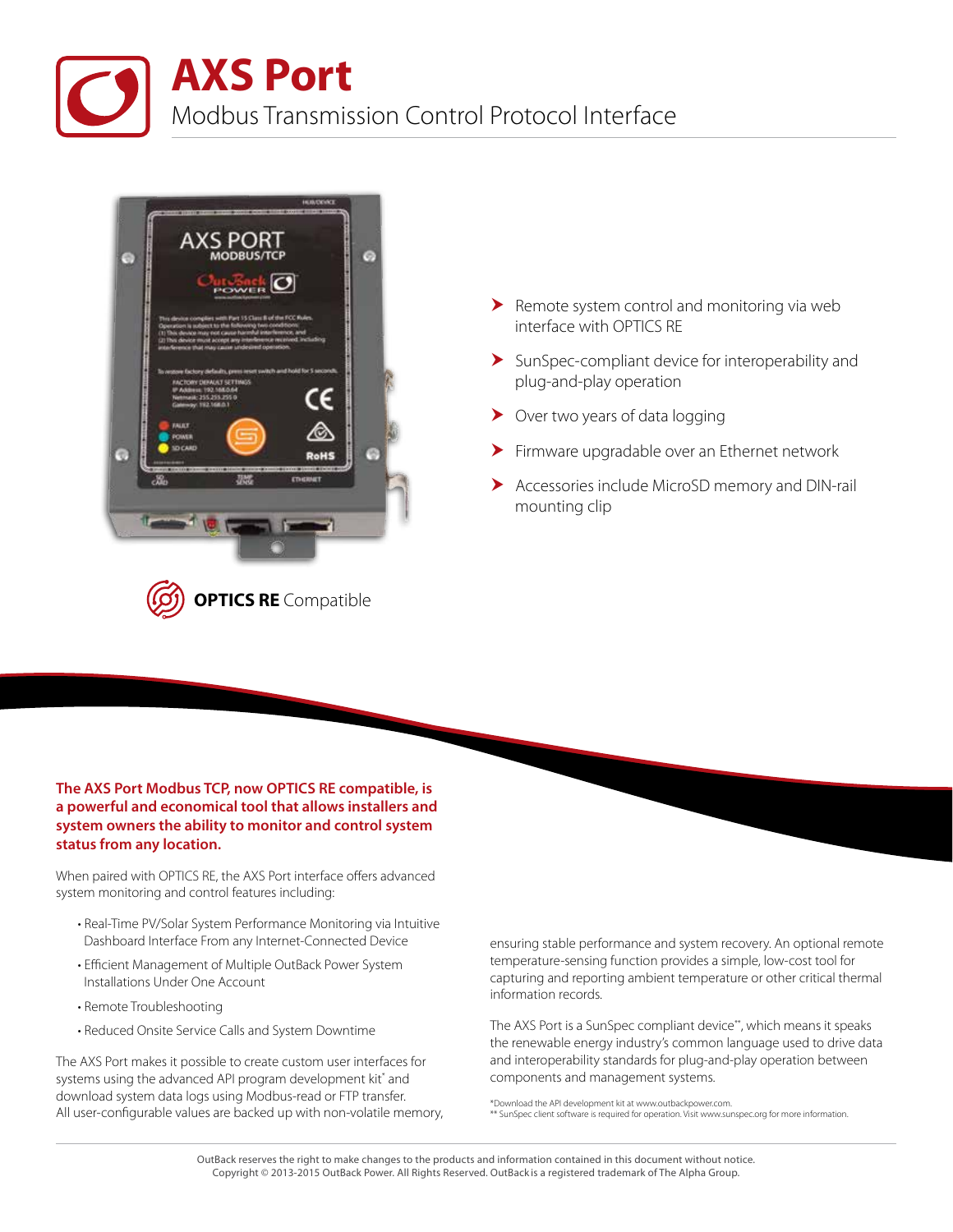# AXS Port

## Modbus Transmission Control Protocol Interface

**OPTICS RE** Compatible

- Remote system control and monitoring via web interface with OPTICS RE
- SunSpec-compliant device for interoperability and plug-and-play operation
- Over two years of data logging
- Firmware upgradable over an Ethernet network
- Accessories include MicroSD memory and DIN-rail mounting clip

**The AXS Port Modbus TCP, now OPTICS RE compatible, is a powerful and economical tool that allows installers and system owners the ability to monitor and control system status from any location.**

When paired with OPTICS RE, the AXS Port interface offers advanced system monitoring and control features including:

- Real-Time PV/Solar System Performance Monitoring via Intuitive Dashboard Interface From any Internet-Connected Device
- Efficient Management of Multiple OutBack Power System Installations Under One Account
- Remote Troubleshooting
- Reduced Onsite Service Calls and System Downtime

The AXS Port makes it possible to create custom user interfaces for systems using the advanced API program development kit* and download system data logs using Modbus-read or FTP transfer. All user-configurable values are backed up with non-volatile memory, ensuring stable performance and system recovery. An optional remote temperature-sensing function provides a simple, low-cost tool for capturing and reporting ambient temperature or other critical thermal information records.

The AXS Port is a SunSpec compliant device**, which means it speaks the renewable energy industry's common language used to drive data and interoperability standards for plug-and-play operation between components and management systems.

*Download the API development kit at www.outbackpower.com.
** SunSpec client software is required for operation. Visit www.sunspec.org for more information.

OutBack reserves the right to make changes to the products and information contained in this document without notice.
Copyright © 2013-2015 OutBack Power. All Rights Reserved. OutBack is a registered trademark of The Alpha Group.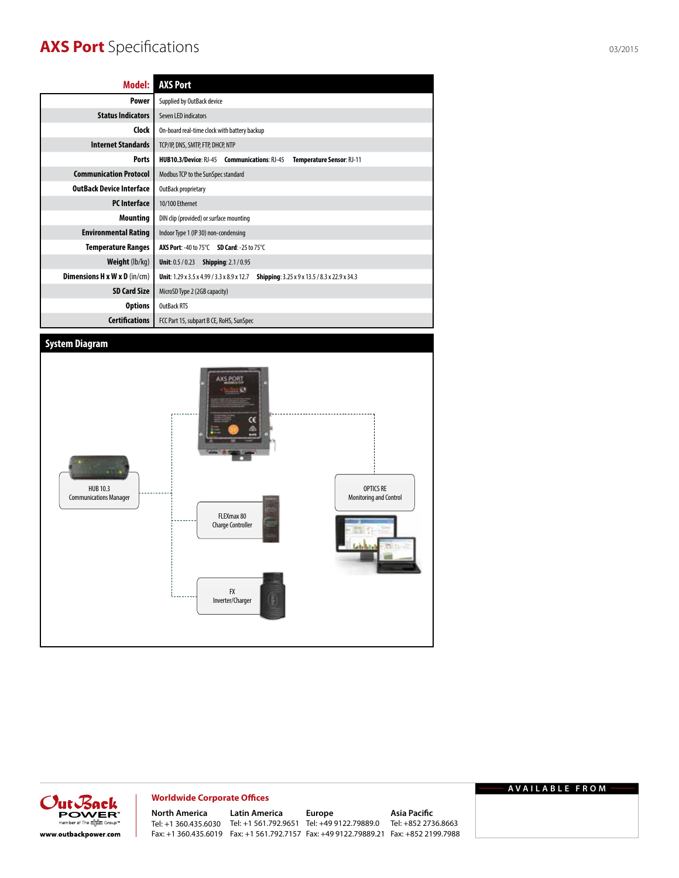# AXS Port Specifications

03/2015

| Model: | AXS Port |
|---|---|
| Power | Supplied by OutBack device |
| Status Indicators | Seven LED indicators |
| Clock | On-board real-time clock with battery backup |
| Internet Standards | TCP/IP, DNS, SMTP, FTP, DHCP, NTP |
| Ports | **HUB10.3/Device**: RJ-45 **Communications**: RJ-45 **Temperature Sensor**: RJ-11 |
| Communication Protocol | Modbus TCP to the SunSpec standard |
| OutBack Device Interface | OutBack proprietary |
| PC Interface | 10/100 Ethernet |
| Mounting | DIN clip (provided) or surface mounting |
| Environmental Rating | Indoor Type 1 (IP 30) non-condensing |
| Temperature Ranges | **AXS Port**: -40 to 75°C **SD Card**: -25 to 75°C |
| Weight (lb/kg) | **Unit**: 0.5 / 0.23 **Shipping**: 2.1 / 0.95 |
| Dimensions H x W x D (in/cm) | **Unit**: 1.29 x 3.5 x 4.99 / 3.3 x 8.9 x 12.7 **Shipping**: 3.25 x 9 x 13.5 / 8.3 x 22.9 x 34.3 |
| SD Card Size | MicroSD Type 2 (2GB capacity) |
| Options | OutBack RTS |
| Certifications | FCC Part 15, subpart B CE, RoHS, SunSpec |

## System Diagram

HUB 10.3
Communications Manager

FLEXmax 80
Charge Controller

FX
Inverter/Charger

OPTICS RE
Monitoring and Control

---

www.outbackpower.com

**Worldwide Corporate Offices**

**North America**
Tel: +1 360.435.6030
Fax: +1 360.435.6019

**Latin America**
Tel: +1 561.792.9651
Fax: +1 561.792.7157

**Europe**
Tel: +49 9122.79889.0
Fax: +49 9122.79889.21

**Asia Pacific**
Tel: +852 2736.8663
Fax: +852 2199.7988

AVAILABLE FROM